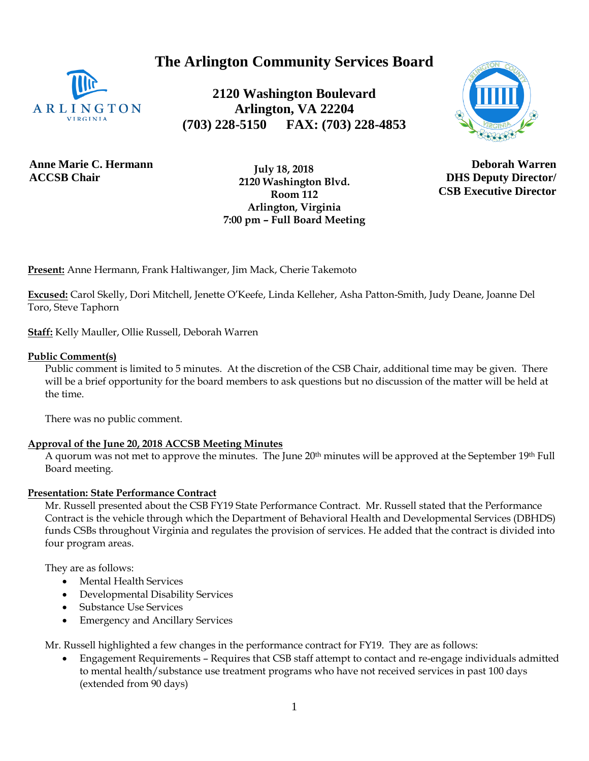# The Arlington Community Services Board

**2120 Washington Boulevard**
**Arlington, VA 22204**
**(703) 228-5150 FAX: (703) 228-4853**

**Anne Marie C. Hermann**
**ACCSB Chair**

**July 18, 2018**
**2120 Washington Blvd.**
**Room 112**
**Arlington, Virginia**
**7:00 pm – Full Board Meeting**

**Deborah Warren**
**DHS Deputy Director/**
**CSB Executive Director**

**Present:** Anne Hermann, Frank Haltiwanger, Jim Mack, Cherie Takemoto

**Excused:** Carol Skelly, Dori Mitchell, Jenette O'Keefe, Linda Kelleher, Asha Patton-Smith, Judy Deane, Joanne Del Toro, Steve Taphorn

**Staff:** Kelly Mauller, Ollie Russell, Deborah Warren

**Public Comment(s)**

Public comment is limited to 5 minutes. At the discretion of the CSB Chair, additional time may be given. There will be a brief opportunity for the board members to ask questions but no discussion of the matter will be held at the time.

There was no public comment.

**Approval of the June 20, 2018 ACCSB Meeting Minutes**

A quorum was not met to approve the minutes. The June 20th minutes will be approved at the September 19th Full Board meeting.

**Presentation: State Performance Contract**

Mr. Russell presented about the CSB FY19 State Performance Contract. Mr. Russell stated that the Performance Contract is the vehicle through which the Department of Behavioral Health and Developmental Services (DBHDS) funds CSBs throughout Virginia and regulates the provision of services. He added that the contract is divided into four program areas.

They are as follows:

- Mental Health Services
- Developmental Disability Services
- Substance Use Services
- Emergency and Ancillary Services

Mr. Russell highlighted a few changes in the performance contract for FY19. They are as follows:

- Engagement Requirements – Requires that CSB staff attempt to contact and re-engage individuals admitted to mental health/substance use treatment programs who have not received services in past 100 days (extended from 90 days)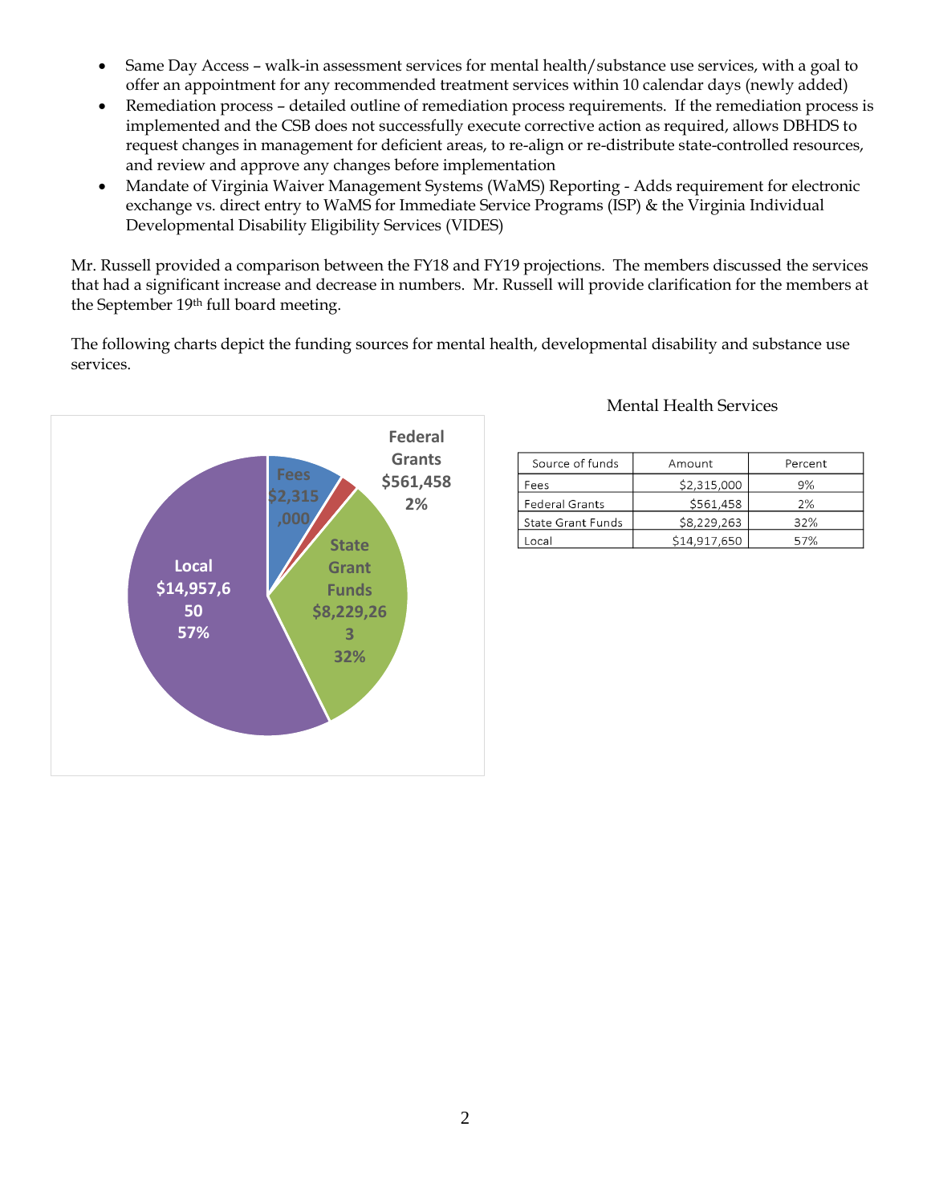- Same Day Access – walk-in assessment services for mental health/substance use services, with a goal to offer an appointment for any recommended treatment services within 10 calendar days (newly added)
- Remediation process – detailed outline of remediation process requirements. If the remediation process is implemented and the CSB does not successfully execute corrective action as required, allows DBHDS to request changes in management for deficient areas, to re-align or re-distribute state-controlled resources, and review and approve any changes before implementation
- Mandate of Virginia Waiver Management Systems (WaMS) Reporting - Adds requirement for electronic exchange vs. direct entry to WaMS for Immediate Service Programs (ISP) & the Virginia Individual Developmental Disability Eligibility Services (VIDES)

Mr. Russell provided a comparison between the FY18 and FY19 projections. The members discussed the services that had a significant increase and decrease in numbers. Mr. Russell will provide clarification for the members at the September 19th full board meeting.

The following charts depict the funding sources for mental health, developmental disability and substance use services.

Fees $2,315,000; Federal Grants $561,458 2%; State Grant Funds $8,229,263 32%; Local $14,957,650 57%

Mental Health Services

| Source of funds | Amount | Percent |
|---|---|---|
| Fees | $2,315,000 | 9% |
| Federal Grants | $561,458 | 2% |
| State Grant Funds | $8,229,263 | 32% |
| Local | $14,917,650 | 57% |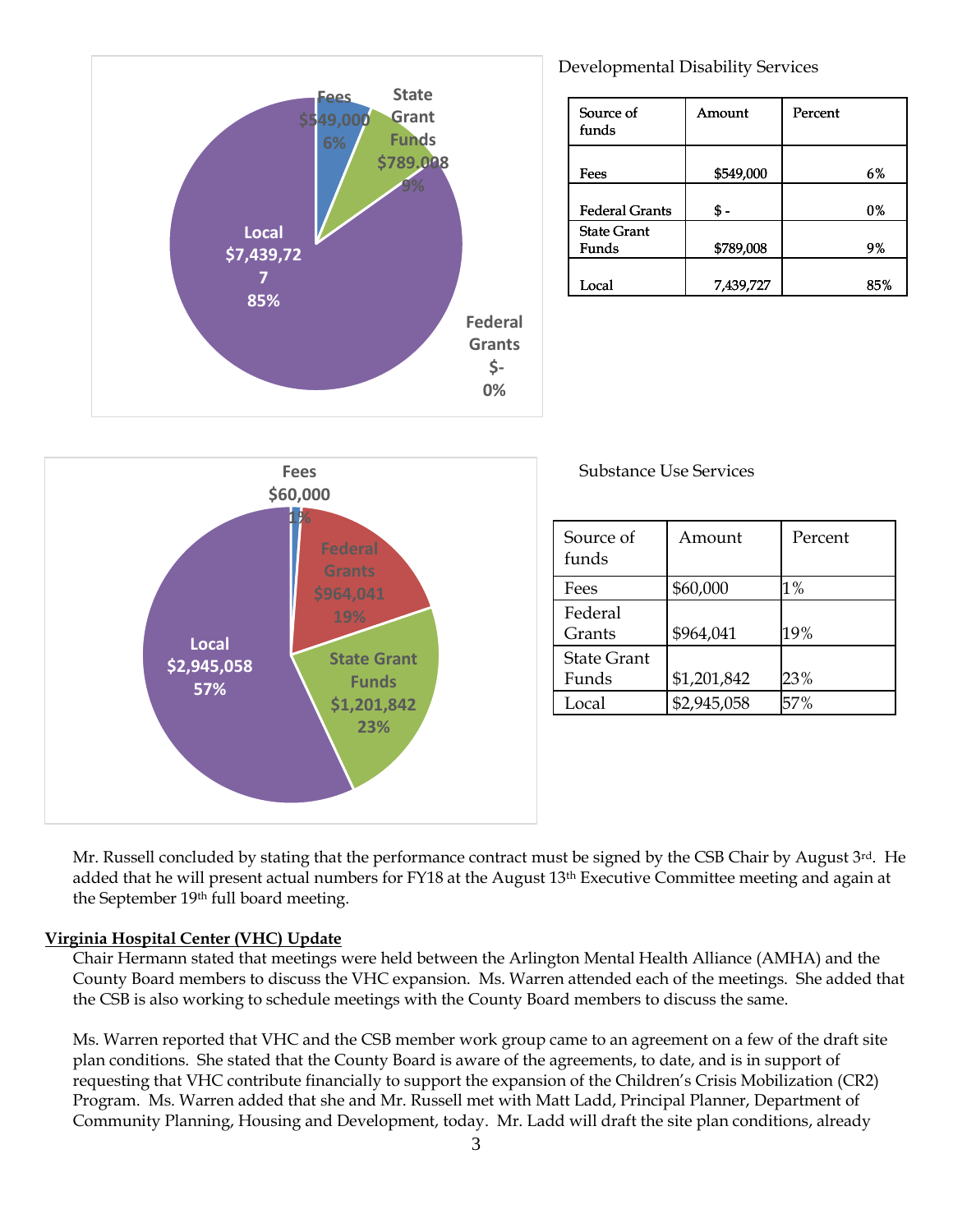Developmental Disability Services

| Source of funds | Amount | Percent |
|---|---|---|
| Fees | $549,000 | 6% |
| Federal Grants | $ - | 0% |
| State Grant Funds | $789,008 | 9% |
| Local | 7,439,727 | 85% |

Substance Use Services

| Source of funds | Amount | Percent |
|---|---|---|
| Fees | $60,000 | 1% |
| Federal Grants | $964,041 | 19% |
| State Grant Funds | $1,201,842 | 23% |
| Local | $2,945,058 | 57% |

Mr. Russell concluded by stating that the performance contract must be signed by the CSB Chair by August 3rd. He added that he will present actual numbers for FY18 at the August 13th Executive Committee meeting and again at the September 19th full board meeting.

**Virginia Hospital Center (VHC) Update**

Chair Hermann stated that meetings were held between the Arlington Mental Health Alliance (AMHA) and the County Board members to discuss the VHC expansion. Ms. Warren attended each of the meetings. She added that the CSB is also working to schedule meetings with the County Board members to discuss the same.

Ms. Warren reported that VHC and the CSB member work group came to an agreement on a few of the draft site plan conditions. She stated that the County Board is aware of the agreements, to date, and is in support of requesting that VHC contribute financially to support the expansion of the Children's Crisis Mobilization (CR2) Program. Ms. Warren added that she and Mr. Russell met with Matt Ladd, Principal Planner, Department of Community Planning, Housing and Development, today. Mr. Ladd will draft the site plan conditions, already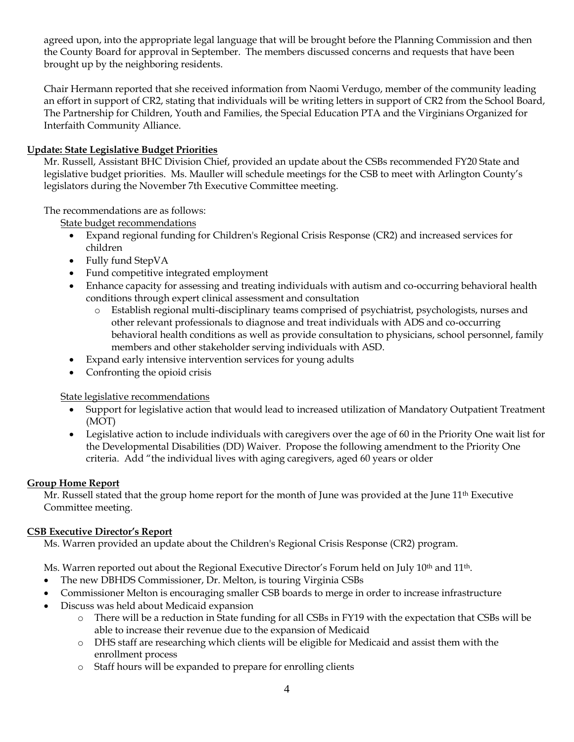agreed upon, into the appropriate legal language that will be brought before the Planning Commission and then the County Board for approval in September. The members discussed concerns and requests that have been brought up by the neighboring residents.

Chair Hermann reported that she received information from Naomi Verdugo, member of the community leading an effort in support of CR2, stating that individuals will be writing letters in support of CR2 from the School Board, The Partnership for Children, Youth and Families, the Special Education PTA and the Virginians Organized for Interfaith Community Alliance.

**Update: State Legislative Budget Priorities**

Mr. Russell, Assistant BHC Division Chief, provided an update about the CSBs recommended FY20 State and legislative budget priorities. Ms. Mauller will schedule meetings for the CSB to meet with Arlington County's legislators during the November 7th Executive Committee meeting.

The recommendations are as follows:

State budget recommendations

- Expand regional funding for Children's Regional Crisis Response (CR2) and increased services for children
- Fully fund StepVA
- Fund competitive integrated employment
- Enhance capacity for assessing and treating individuals with autism and co-occurring behavioral health conditions through expert clinical assessment and consultation
  - Establish regional multi-disciplinary teams comprised of psychiatrist, psychologists, nurses and other relevant professionals to diagnose and treat individuals with ADS and co-occurring behavioral health conditions as well as provide consultation to physicians, school personnel, family members and other stakeholder serving individuals with ASD.
- Expand early intensive intervention services for young adults
- Confronting the opioid crisis

State legislative recommendations

- Support for legislative action that would lead to increased utilization of Mandatory Outpatient Treatment (MOT)
- Legislative action to include individuals with caregivers over the age of 60 in the Priority One wait list for the Developmental Disabilities (DD) Waiver. Propose the following amendment to the Priority One criteria. Add "the individual lives with aging caregivers, aged 60 years or older

**Group Home Report**

Mr. Russell stated that the group home report for the month of June was provided at the June 11th Executive Committee meeting.

**CSB Executive Director's Report**

Ms. Warren provided an update about the Children's Regional Crisis Response (CR2) program.

Ms. Warren reported out about the Regional Executive Director's Forum held on July 10th and 11th.

- The new DBHDS Commissioner, Dr. Melton, is touring Virginia CSBs
- Commissioner Melton is encouraging smaller CSB boards to merge in order to increase infrastructure
- Discuss was held about Medicaid expansion
  - There will be a reduction in State funding for all CSBs in FY19 with the expectation that CSBs will be able to increase their revenue due to the expansion of Medicaid
  - DHS staff are researching which clients will be eligible for Medicaid and assist them with the enrollment process
  - Staff hours will be expanded to prepare for enrolling clients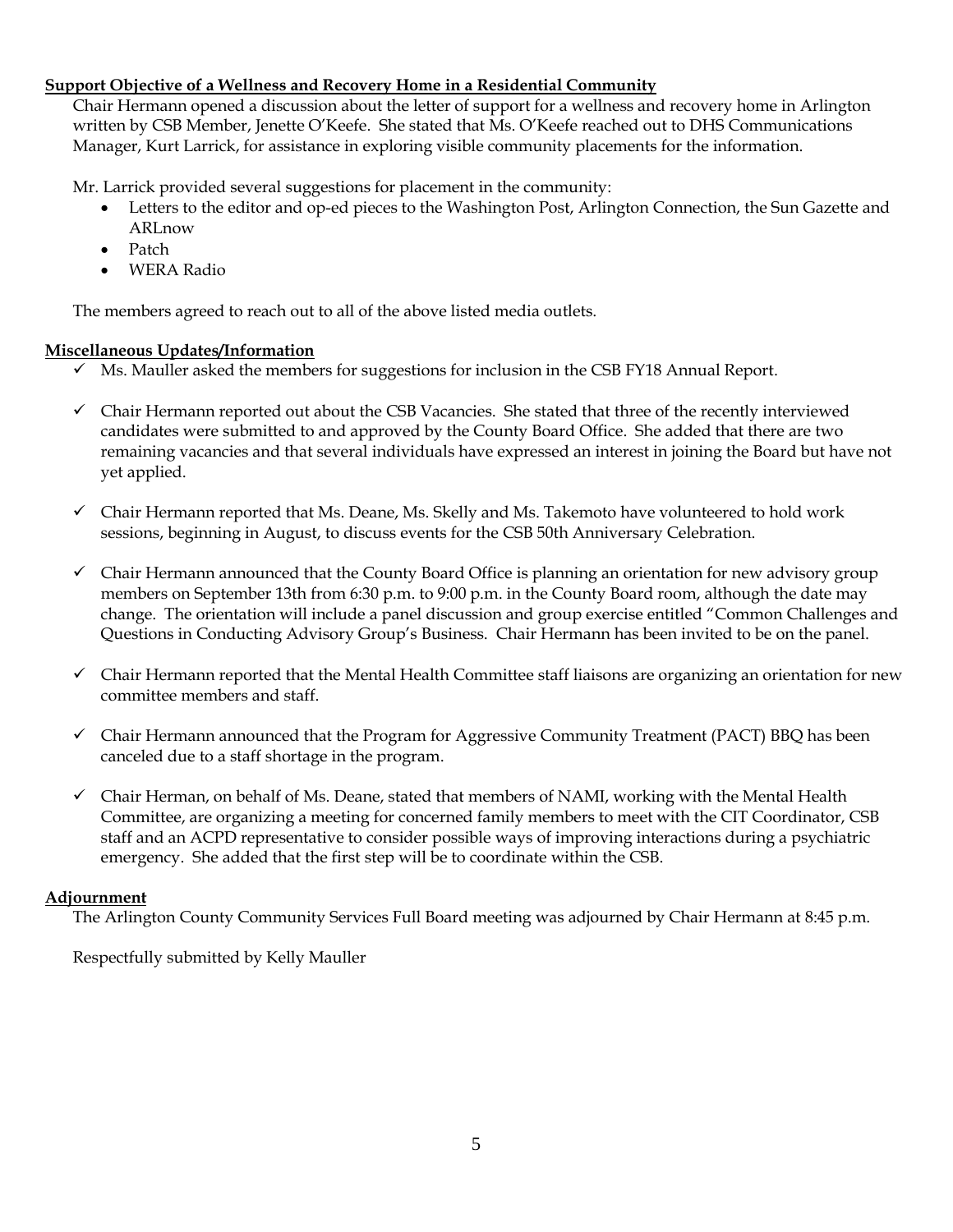**Support Objective of a Wellness and Recovery Home in a Residential Community**

Chair Hermann opened a discussion about the letter of support for a wellness and recovery home in Arlington written by CSB Member, Jenette O'Keefe. She stated that Ms. O'Keefe reached out to DHS Communications Manager, Kurt Larrick, for assistance in exploring visible community placements for the information.

Mr. Larrick provided several suggestions for placement in the community:

- Letters to the editor and op-ed pieces to the Washington Post, Arlington Connection, the Sun Gazette and ARLnow
- Patch
- WERA Radio

The members agreed to reach out to all of the above listed media outlets.

**Miscellaneous Updates/Information**

- ✓ Ms. Mauller asked the members for suggestions for inclusion in the CSB FY18 Annual Report.
- ✓ Chair Hermann reported out about the CSB Vacancies. She stated that three of the recently interviewed candidates were submitted to and approved by the County Board Office. She added that there are two remaining vacancies and that several individuals have expressed an interest in joining the Board but have not yet applied.
- ✓ Chair Hermann reported that Ms. Deane, Ms. Skelly and Ms. Takemoto have volunteered to hold work sessions, beginning in August, to discuss events for the CSB 50th Anniversary Celebration.
- ✓ Chair Hermann announced that the County Board Office is planning an orientation for new advisory group members on September 13th from 6:30 p.m. to 9:00 p.m. in the County Board room, although the date may change. The orientation will include a panel discussion and group exercise entitled "Common Challenges and Questions in Conducting Advisory Group's Business. Chair Hermann has been invited to be on the panel.
- ✓ Chair Hermann reported that the Mental Health Committee staff liaisons are organizing an orientation for new committee members and staff.
- ✓ Chair Hermann announced that the Program for Aggressive Community Treatment (PACT) BBQ has been canceled due to a staff shortage in the program.
- ✓ Chair Herman, on behalf of Ms. Deane, stated that members of NAMI, working with the Mental Health Committee, are organizing a meeting for concerned family members to meet with the CIT Coordinator, CSB staff and an ACPD representative to consider possible ways of improving interactions during a psychiatric emergency. She added that the first step will be to coordinate within the CSB.

**Adjournment**

The Arlington County Community Services Full Board meeting was adjourned by Chair Hermann at 8:45 p.m.

Respectfully submitted by Kelly Mauller